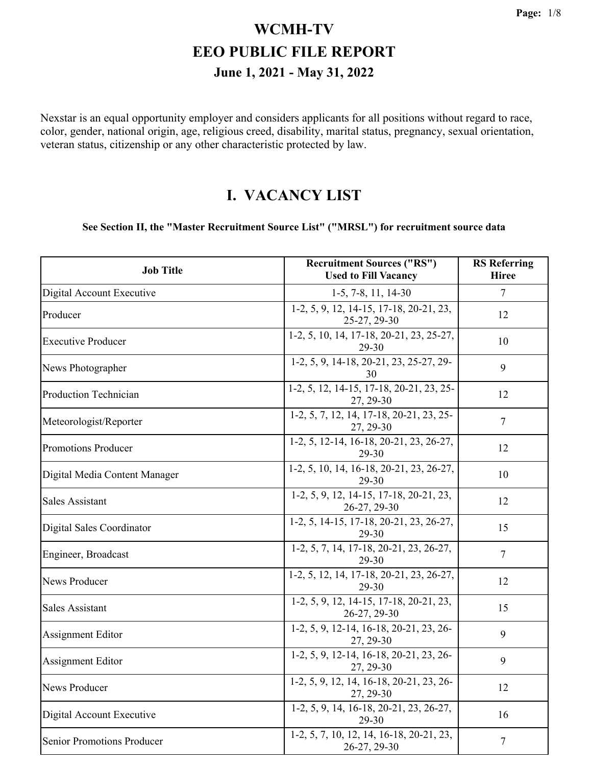# WCMH-TV

# EEO PUBLIC FILE REPORT

### June 1, 2021 - May 31, 2022

Nexstar is an equal opportunity employer and considers applicants for all positions without regard to race, color, gender, national origin, age, religious creed, disability, marital status, pregnancy, sexual orientation, veteran status, citizenship or any other characteristic protected by law.

## I. VACANCY LIST

**See Section II, the "Master Recruitment Source List" ("MRSL") for recruitment source data**

| Job Title | Recruitment Sources ("RS") Used to Fill Vacancy | RS Referring Hiree |
|---|---|---|
| Digital Account Executive | 1-5, 7-8, 11, 14-30 | 7 |
| Producer | 1-2, 5, 9, 12, 14-15, 17-18, 20-21, 23, 25-27, 29-30 | 12 |
| Executive Producer | 1-2, 5, 10, 14, 17-18, 20-21, 23, 25-27, 29-30 | 10 |
| News Photographer | 1-2, 5, 9, 14-18, 20-21, 23, 25-27, 29-30 | 9 |
| Production Technician | 1-2, 5, 12, 14-15, 17-18, 20-21, 23, 25-27, 29-30 | 12 |
| Meteorologist/Reporter | 1-2, 5, 7, 12, 14, 17-18, 20-21, 23, 25-27, 29-30 | 7 |
| Promotions Producer | 1-2, 5, 12-14, 16-18, 20-21, 23, 26-27, 29-30 | 12 |
| Digital Media Content Manager | 1-2, 5, 10, 14, 16-18, 20-21, 23, 26-27, 29-30 | 10 |
| Sales Assistant | 1-2, 5, 9, 12, 14-15, 17-18, 20-21, 23, 26-27, 29-30 | 12 |
| Digital Sales Coordinator | 1-2, 5, 14-15, 17-18, 20-21, 23, 26-27, 29-30 | 15 |
| Engineer, Broadcast | 1-2, 5, 7, 14, 17-18, 20-21, 23, 26-27, 29-30 | 7 |
| News Producer | 1-2, 5, 12, 14, 17-18, 20-21, 23, 26-27, 29-30 | 12 |
| Sales Assistant | 1-2, 5, 9, 12, 14-15, 17-18, 20-21, 23, 26-27, 29-30 | 15 |
| Assignment Editor | 1-2, 5, 9, 12-14, 16-18, 20-21, 23, 26-27, 29-30 | 9 |
| Assignment Editor | 1-2, 5, 9, 12-14, 16-18, 20-21, 23, 26-27, 29-30 | 9 |
| News Producer | 1-2, 5, 9, 12, 14, 16-18, 20-21, 23, 26-27, 29-30 | 12 |
| Digital Account Executive | 1-2, 5, 9, 14, 16-18, 20-21, 23, 26-27, 29-30 | 16 |
| Senior Promotions Producer | 1-2, 5, 7, 10, 12, 14, 16-18, 20-21, 23, 26-27, 29-30 | 7 |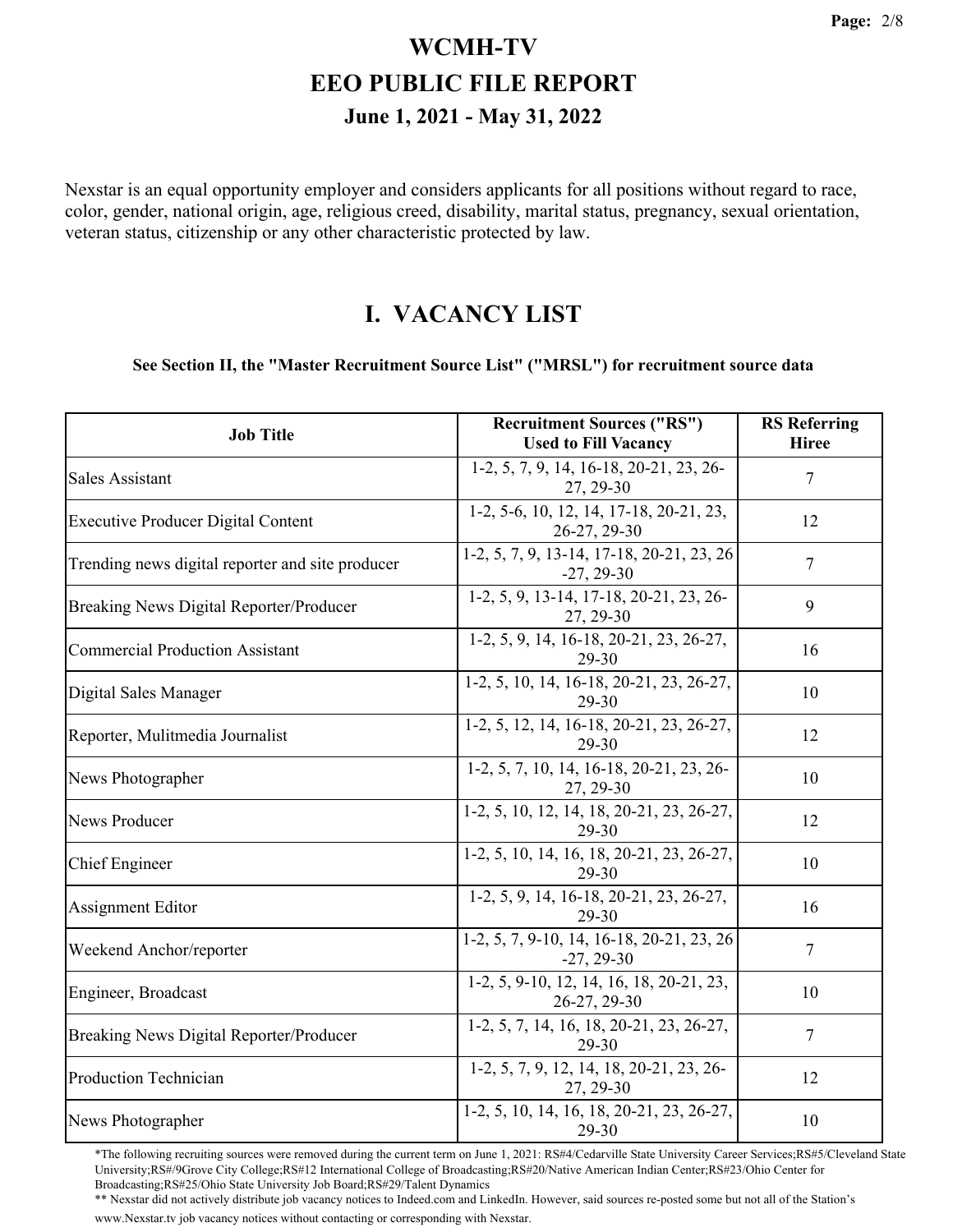# WCMH-TV
# EEO PUBLIC FILE REPORT
### June 1, 2021 - May 31, 2022

Nexstar is an equal opportunity employer and considers applicants for all positions without regard to race, color, gender, national origin, age, religious creed, disability, marital status, pregnancy, sexual orientation, veteran status, citizenship or any other characteristic protected by law.

## I. VACANCY LIST

**See Section II, the "Master Recruitment Source List" ("MRSL") for recruitment source data**

| Job Title | Recruitment Sources ("RS") Used to Fill Vacancy | RS Referring Hiree |
|---|---|---|
| Sales Assistant | 1-2, 5, 7, 9, 14, 16-18, 20-21, 23, 26-27, 29-30 | 7 |
| Executive Producer Digital Content | 1-2, 5-6, 10, 12, 14, 17-18, 20-21, 23, 26-27, 29-30 | 12 |
| Trending news digital reporter and site producer | 1-2, 5, 7, 9, 13-14, 17-18, 20-21, 23, 26-27, 29-30 | 7 |
| Breaking News Digital Reporter/Producer | 1-2, 5, 9, 13-14, 17-18, 20-21, 23, 26-27, 29-30 | 9 |
| Commercial Production Assistant | 1-2, 5, 9, 14, 16-18, 20-21, 23, 26-27, 29-30 | 16 |
| Digital Sales Manager | 1-2, 5, 10, 14, 16-18, 20-21, 23, 26-27, 29-30 | 10 |
| Reporter, Mulitmedia Journalist | 1-2, 5, 12, 14, 16-18, 20-21, 23, 26-27, 29-30 | 12 |
| News Photographer | 1-2, 5, 7, 10, 14, 16-18, 20-21, 23, 26-27, 29-30 | 10 |
| News Producer | 1-2, 5, 10, 12, 14, 18, 20-21, 23, 26-27, 29-30 | 12 |
| Chief Engineer | 1-2, 5, 10, 14, 16, 18, 20-21, 23, 26-27, 29-30 | 10 |
| Assignment Editor | 1-2, 5, 9, 14, 16-18, 20-21, 23, 26-27, 29-30 | 16 |
| Weekend Anchor/reporter | 1-2, 5, 7, 9-10, 14, 16-18, 20-21, 23, 26-27, 29-30 | 7 |
| Engineer, Broadcast | 1-2, 5, 9-10, 12, 14, 16, 18, 20-21, 23, 26-27, 29-30 | 10 |
| Breaking News Digital Reporter/Producer | 1-2, 5, 7, 14, 16, 18, 20-21, 23, 26-27, 29-30 | 7 |
| Production Technician | 1-2, 5, 7, 9, 12, 14, 18, 20-21, 23, 26-27, 29-30 | 12 |
| News Photographer | 1-2, 5, 10, 14, 16, 18, 20-21, 23, 26-27, 29-30 | 10 |

*The following recruiting sources were removed during the current term on June 1, 2021: RS#4/Cedarville State University Career Services;RS#5/Cleveland State University;RS#/9Grove City College;RS#12 International College of Broadcasting;RS#20/Native American Indian Center;RS#23/Ohio Center for Broadcasting;RS#25/Ohio State University Job Board;RS#29/Talent Dynamics

** Nexstar did not actively distribute job vacancy notices to Indeed.com and LinkedIn. However, said sources re-posted some but not all of the Station's www.Nexstar.tv job vacancy notices without contacting or corresponding with Nexstar.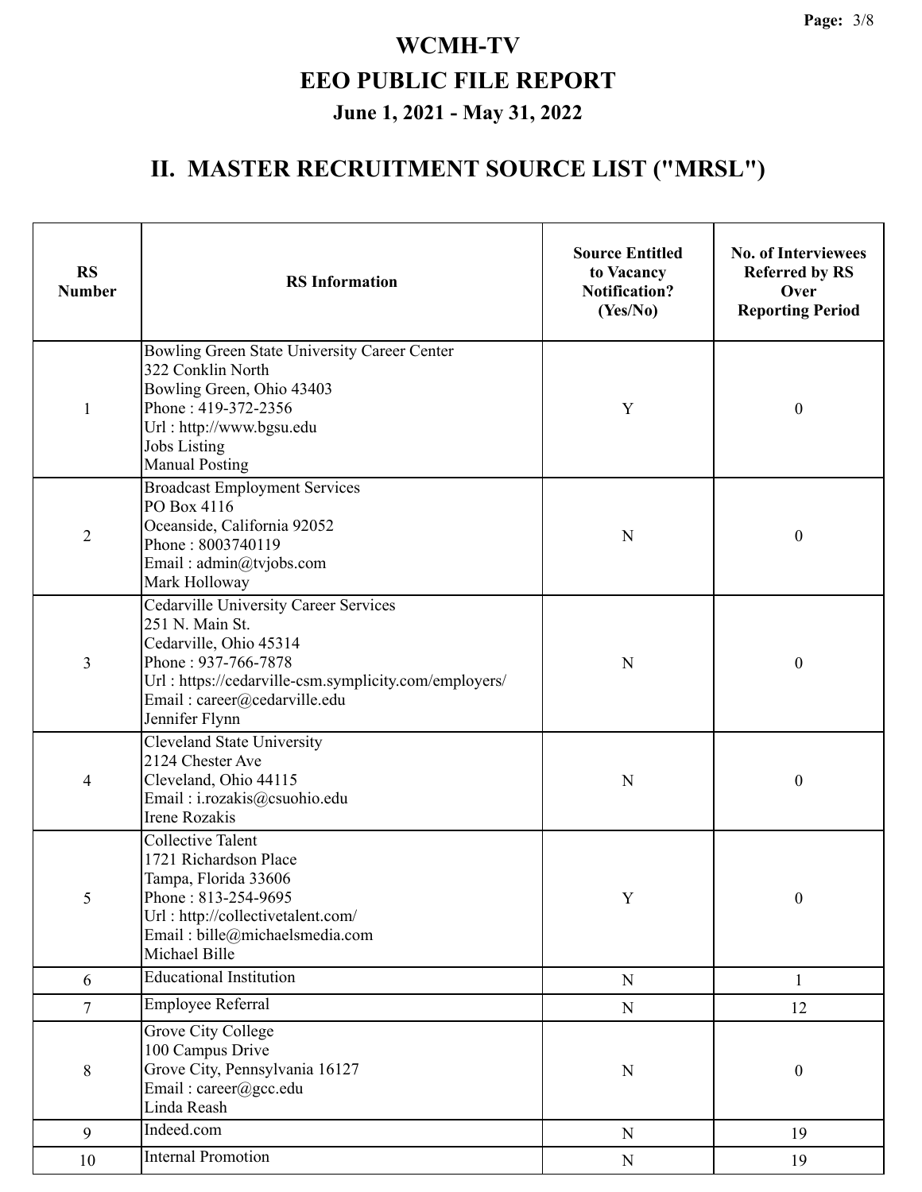# WCMH-TV

## EEO PUBLIC FILE REPORT

### June 1, 2021 - May 31, 2022

## II. MASTER RECRUITMENT SOURCE LIST ("MRSL")

| RS Number | RS Information | Source Entitled to Vacancy Notification? (Yes/No) | No. of Interviewees Referred by RS Over Reporting Period |
|---|---|---|---|
| 1 | Bowling Green State University Career Center<br>322 Conklin North<br>Bowling Green, Ohio 43403<br>Phone : 419-372-2356<br>Url : http://www.bgsu.edu<br>Jobs Listing<br>Manual Posting | Y | 0 |
| 2 | Broadcast Employment Services<br>PO Box 4116<br>Oceanside, California 92052<br>Phone : 8003740119<br>Email : admin@tvjobs.com<br>Mark Holloway | N | 0 |
| 3 | Cedarville University Career Services<br>251 N. Main St.<br>Cedarville, Ohio 45314<br>Phone : 937-766-7878<br>Url : https://cedarville-csm.symplicity.com/employers/<br>Email : career@cedarville.edu<br>Jennifer Flynn | N | 0 |
| 4 | Cleveland State University<br>2124 Chester Ave<br>Cleveland, Ohio 44115<br>Email : i.rozakis@csuohio.edu<br>Irene Rozakis | N | 0 |
| 5 | Collective Talent<br>1721 Richardson Place<br>Tampa, Florida 33606<br>Phone : 813-254-9695<br>Url : http://collectivetalent.com/<br>Email : bille@michaelsmedia.com<br>Michael Bille | Y | 0 |
| 6 | Educational Institution | N | 1 |
| 7 | Employee Referral | N | 12 |
| 8 | Grove City College<br>100 Campus Drive<br>Grove City, Pennsylvania 16127<br>Email : career@gcc.edu<br>Linda Reash | N | 0 |
| 9 | Indeed.com | N | 19 |
| 10 | Internal Promotion | N | 19 |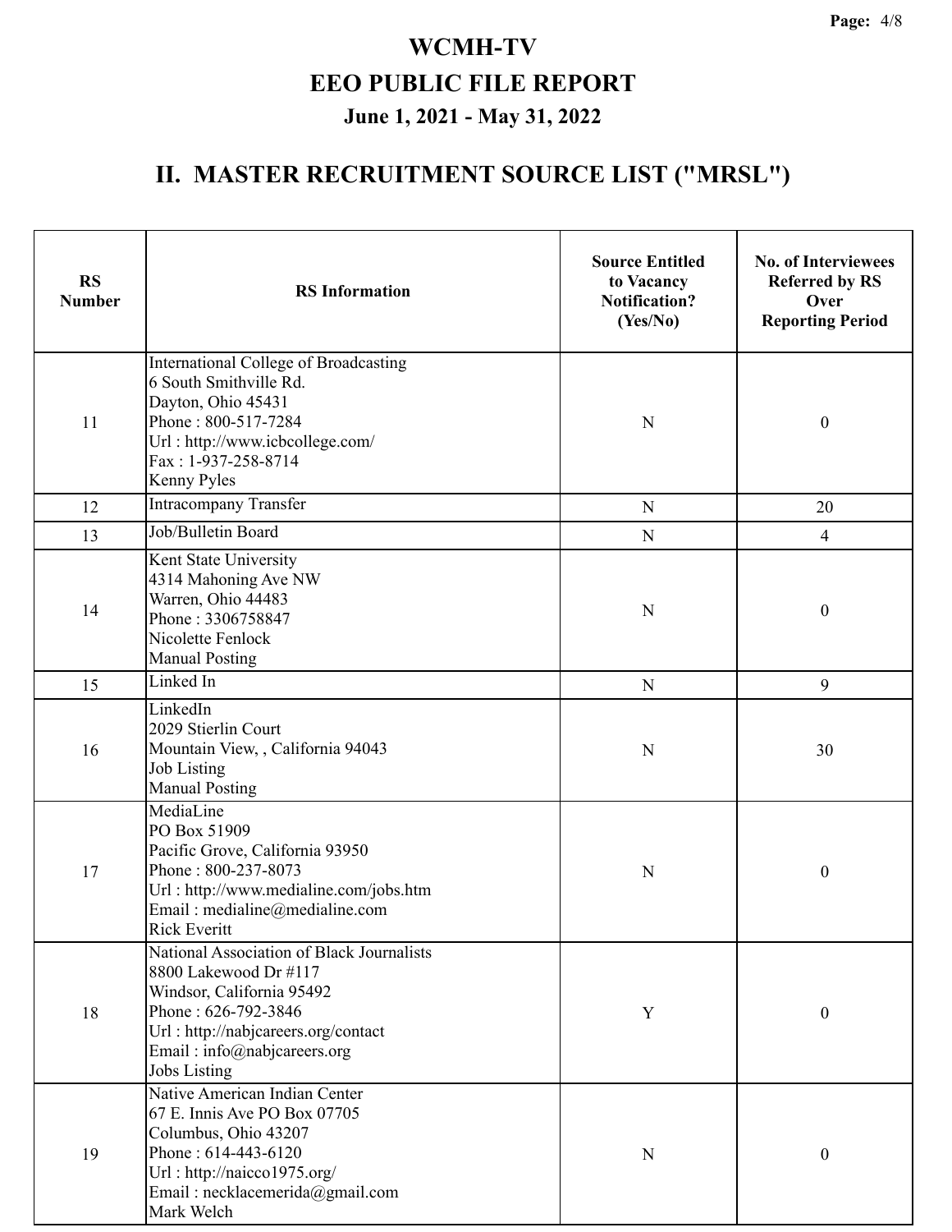# WCMH-TV
# EEO PUBLIC FILE REPORT
## June 1, 2021 - May 31, 2022

## II. MASTER RECRUITMENT SOURCE LIST ("MRSL")

| RS Number | RS Information | Source Entitled to Vacancy Notification? (Yes/No) | No. of Interviewees Referred by RS Over Reporting Period |
|---|---|---|---|
| 11 | International College of Broadcasting<br>6 South Smithville Rd.<br>Dayton, Ohio 45431<br>Phone : 800-517-7284<br>Url : http://www.icbcollege.com/<br>Fax : 1-937-258-8714<br>Kenny Pyles | N | 0 |
| 12 | Intracompany Transfer | N | 20 |
| 13 | Job/Bulletin Board | N | 4 |
| 14 | Kent State University<br>4314 Mahoning Ave NW<br>Warren, Ohio 44483<br>Phone : 3306758847<br>Nicolette Fenlock<br>Manual Posting | N | 0 |
| 15 | Linked In | N | 9 |
| 16 | LinkedIn<br>2029 Stierlin Court<br>Mountain View, , California 94043<br>Job Listing<br>Manual Posting | N | 30 |
| 17 | MediaLine<br>PO Box 51909<br>Pacific Grove, California 93950<br>Phone : 800-237-8073<br>Url : http://www.medialine.com/jobs.htm<br>Email : medialine@medialine.com<br>Rick Everitt | N | 0 |
| 18 | National Association of Black Journalists<br>8800 Lakewood Dr #117<br>Windsor, California 95492<br>Phone : 626-792-3846<br>Url : http://nabjcareers.org/contact<br>Email : info@nabjcareers.org<br>Jobs Listing | Y | 0 |
| 19 | Native American Indian Center<br>67 E. Innis Ave PO Box 07705<br>Columbus, Ohio 43207<br>Phone : 614-443-6120<br>Url : http://naicco1975.org/<br>Email : necklacemerida@gmail.com<br>Mark Welch | N | 0 |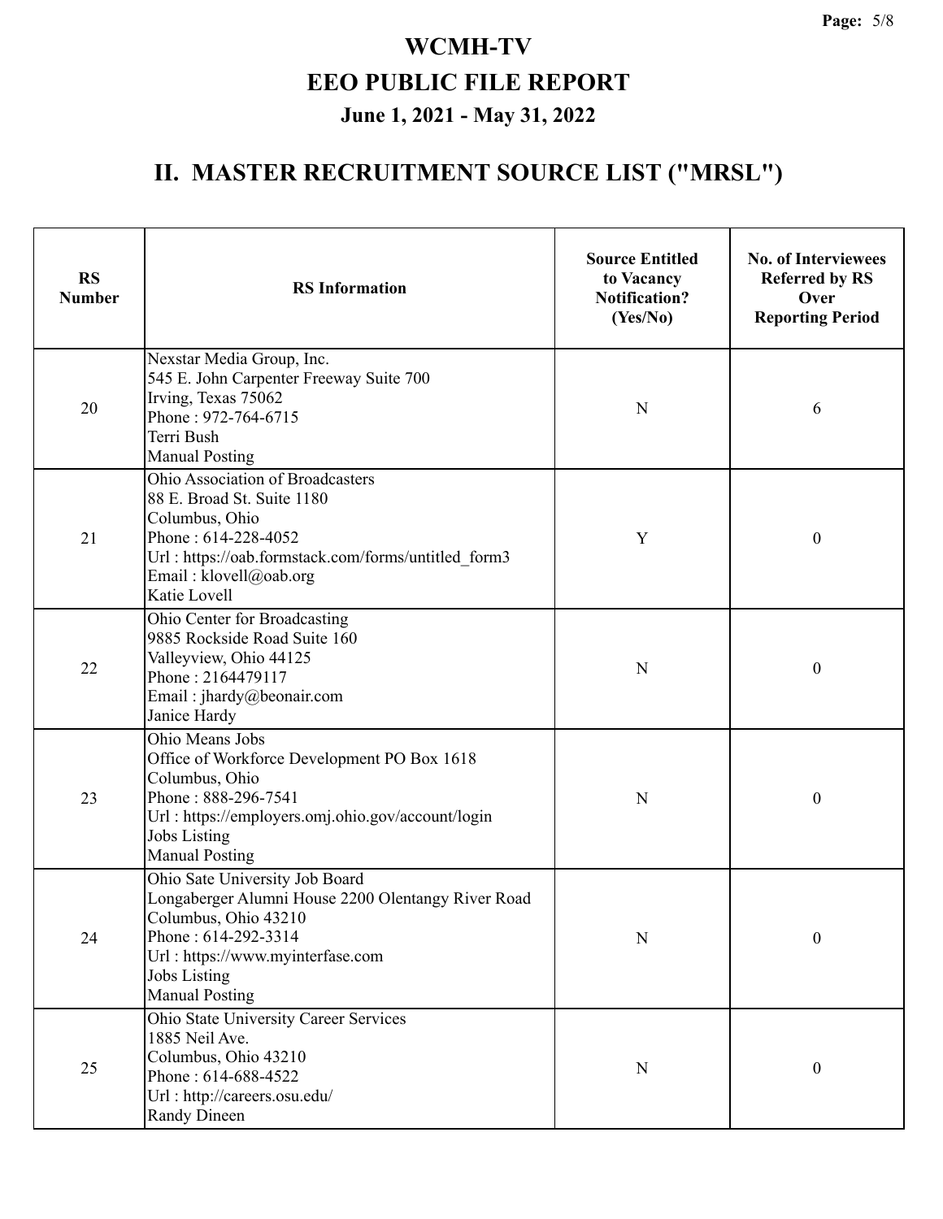# WCMH-TV

# EEO PUBLIC FILE REPORT

## June 1, 2021 - May 31, 2022

## II. MASTER RECRUITMENT SOURCE LIST ("MRSL")

| RS Number | RS Information | Source Entitled to Vacancy Notification? (Yes/No) | No. of Interviewees Referred by RS Over Reporting Period |
|---|---|---|---|
| 20 | Nexstar Media Group, Inc.<br>545 E. John Carpenter Freeway Suite 700<br>Irving, Texas 75062<br>Phone : 972-764-6715<br>Terri Bush<br>Manual Posting | N | 6 |
| 21 | Ohio Association of Broadcasters<br>88 E. Broad St. Suite 1180<br>Columbus, Ohio<br>Phone : 614-228-4052<br>Url : https://oab.formstack.com/forms/untitled_form3<br>Email : klovell@oab.org<br>Katie Lovell | Y | 0 |
| 22 | Ohio Center for Broadcasting<br>9885 Rockside Road Suite 160<br>Valleyview, Ohio 44125<br>Phone : 2164479117<br>Email : jhardy@beonair.com<br>Janice Hardy | N | 0 |
| 23 | Ohio Means Jobs<br>Office of Workforce Development PO Box 1618<br>Columbus, Ohio<br>Phone : 888-296-7541<br>Url : https://employers.omj.ohio.gov/account/login<br>Jobs Listing<br>Manual Posting | N | 0 |
| 24 | Ohio Sate University Job Board<br>Longaberger Alumni House 2200 Olentangy River Road<br>Columbus, Ohio 43210<br>Phone : 614-292-3314<br>Url : https://www.myinterfase.com<br>Jobs Listing<br>Manual Posting | N | 0 |
| 25 | Ohio State University Career Services<br>1885 Neil Ave.<br>Columbus, Ohio 43210<br>Phone : 614-688-4522<br>Url : http://careers.osu.edu/<br>Randy Dineen | N | 0 |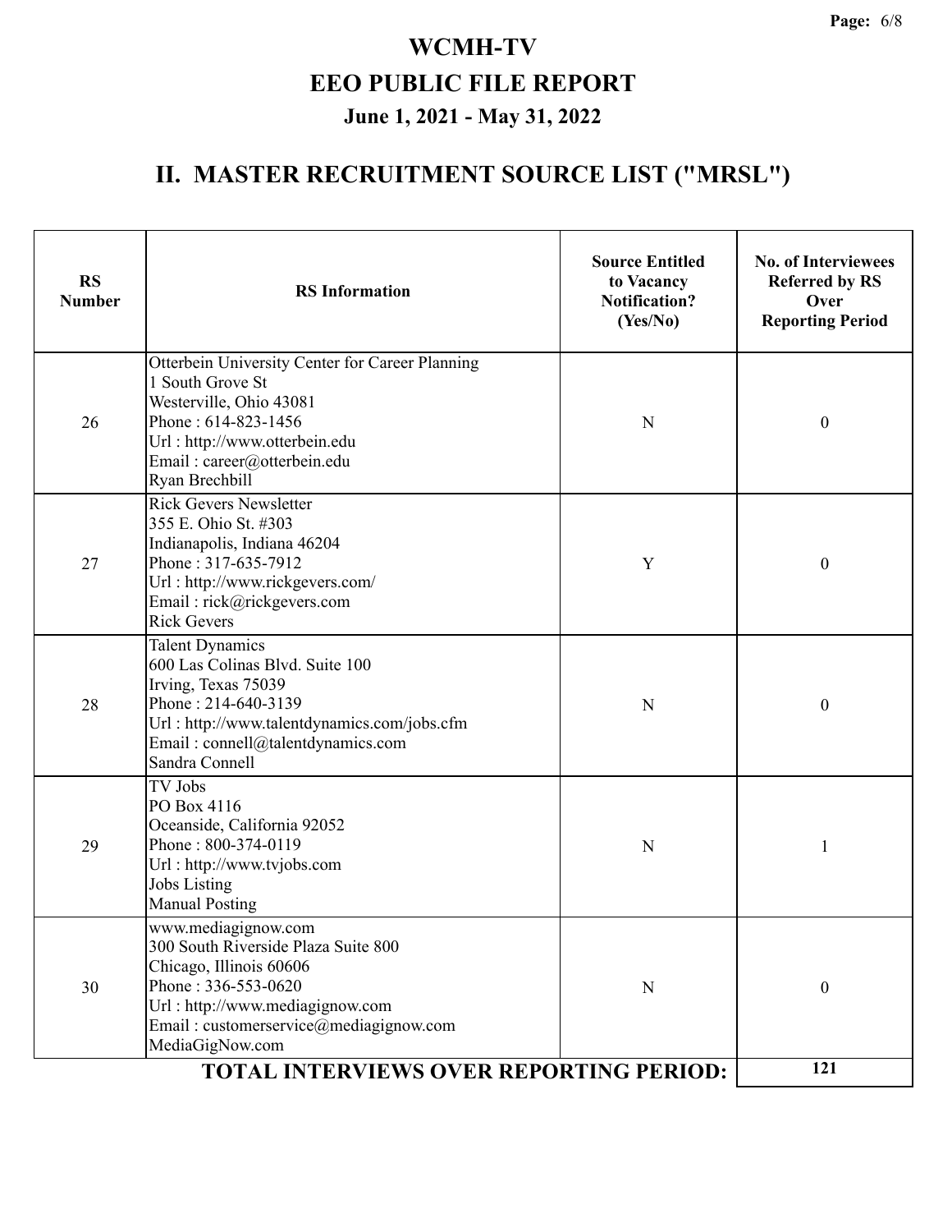# WCMH-TV

## EEO PUBLIC FILE REPORT

### June 1, 2021 - May 31, 2022

## II. MASTER RECRUITMENT SOURCE LIST ("MRSL")

| RS Number | RS Information | Source Entitled to Vacancy Notification? (Yes/No) | No. of Interviewees Referred by RS Over Reporting Period |
|---|---|---|---|
| 26 | Otterbein University Center for Career Planning<br>1 South Grove St<br>Westerville, Ohio 43081<br>Phone : 614-823-1456<br>Url : http://www.otterbein.edu<br>Email : career@otterbein.edu<br>Ryan Brechbill | N | 0 |
| 27 | Rick Gevers Newsletter<br>355 E. Ohio St. #303<br>Indianapolis, Indiana 46204<br>Phone : 317-635-7912<br>Url : http://www.rickgevers.com/<br>Email : rick@rickgevers.com<br>Rick Gevers | Y | 0 |
| 28 | Talent Dynamics<br>600 Las Colinas Blvd. Suite 100<br>Irving, Texas 75039<br>Phone : 214-640-3139<br>Url : http://www.talentdynamics.com/jobs.cfm<br>Email : connell@talentdynamics.com<br>Sandra Connell | N | 0 |
| 29 | TV Jobs<br>PO Box 4116<br>Oceanside, California 92052<br>Phone : 800-374-0119<br>Url : http://www.tvjobs.com<br>Jobs Listing<br>Manual Posting | N | 1 |
| 30 | www.mediagignow.com<br>300 South Riverside Plaza Suite 800<br>Chicago, Illinois 60606<br>Phone : 336-553-0620<br>Url : http://www.mediagignow.com<br>Email : customerservice@mediagignow.com<br>MediaGigNow.com | N | 0 |
| | **TOTAL INTERVIEWS OVER REPORTING PERIOD:** | | **121** |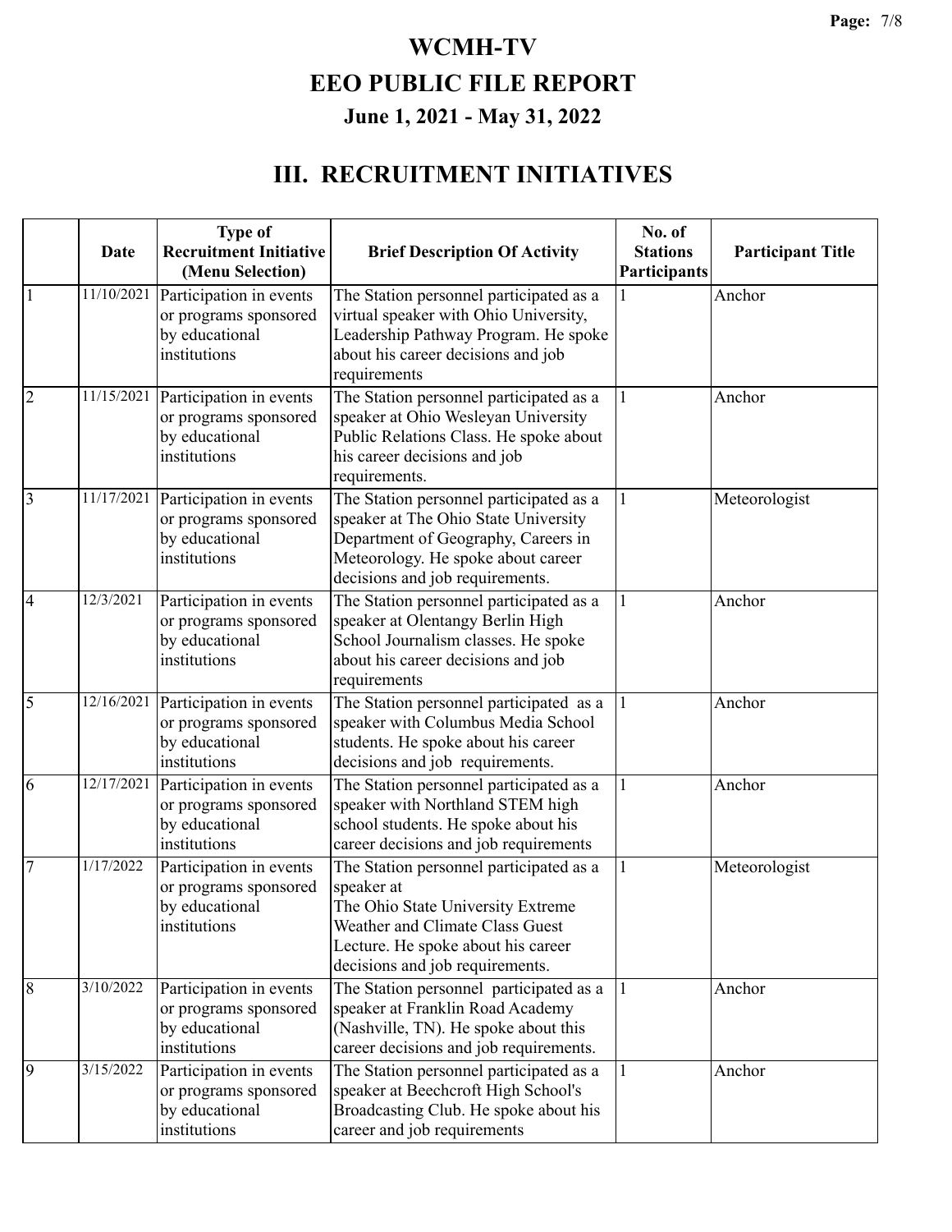# WCMH-TV

# EEO PUBLIC FILE REPORT

## June 1, 2021 - May 31, 2022

## III. RECRUITMENT INITIATIVES

| | Date | Type of Recruitment Initiative (Menu Selection) | Brief Description Of Activity | No. of Stations Participants | Participant Title |
|---|---|---|---|---|---|
| 1 | 11/10/2021 | Participation in events or programs sponsored by educational institutions | The Station personnel participated as a virtual speaker with Ohio University, Leadership Pathway Program. He spoke about his career decisions and job requirements | 1 | Anchor |
| 2 | 11/15/2021 | Participation in events or programs sponsored by educational institutions | The Station personnel participated as a speaker at Ohio Wesleyan University Public Relations Class. He spoke about his career decisions and job requirements. | 1 | Anchor |
| 3 | 11/17/2021 | Participation in events or programs sponsored by educational institutions | The Station personnel participated as a speaker at The Ohio State University Department of Geography, Careers in Meteorology. He spoke about career decisions and job requirements. | 1 | Meteorologist |
| 4 | 12/3/2021 | Participation in events or programs sponsored by educational institutions | The Station personnel participated as a speaker at Olentangy Berlin High School Journalism classes. He spoke about his career decisions and job requirements | 1 | Anchor |
| 5 | 12/16/2021 | Participation in events or programs sponsored by educational institutions | The Station personnel participated as a speaker with Columbus Media School students. He spoke about his career decisions and job requirements. | 1 | Anchor |
| 6 | 12/17/2021 | Participation in events or programs sponsored by educational institutions | The Station personnel participated as a speaker with Northland STEM high school students. He spoke about his career decisions and job requirements | 1 | Anchor |
| 7 | 1/17/2022 | Participation in events or programs sponsored by educational institutions | The Station personnel participated as a speaker at The Ohio State University Extreme Weather and Climate Class Guest Lecture. He spoke about his career decisions and job requirements. | 1 | Meteorologist |
| 8 | 3/10/2022 | Participation in events or programs sponsored by educational institutions | The Station personnel participated as a speaker at Franklin Road Academy (Nashville, TN). He spoke about this career decisions and job requirements. | 1 | Anchor |
| 9 | 3/15/2022 | Participation in events or programs sponsored by educational institutions | The Station personnel participated as a speaker at Beechcroft High School's Broadcasting Club. He spoke about his career and job requirements | 1 | Anchor |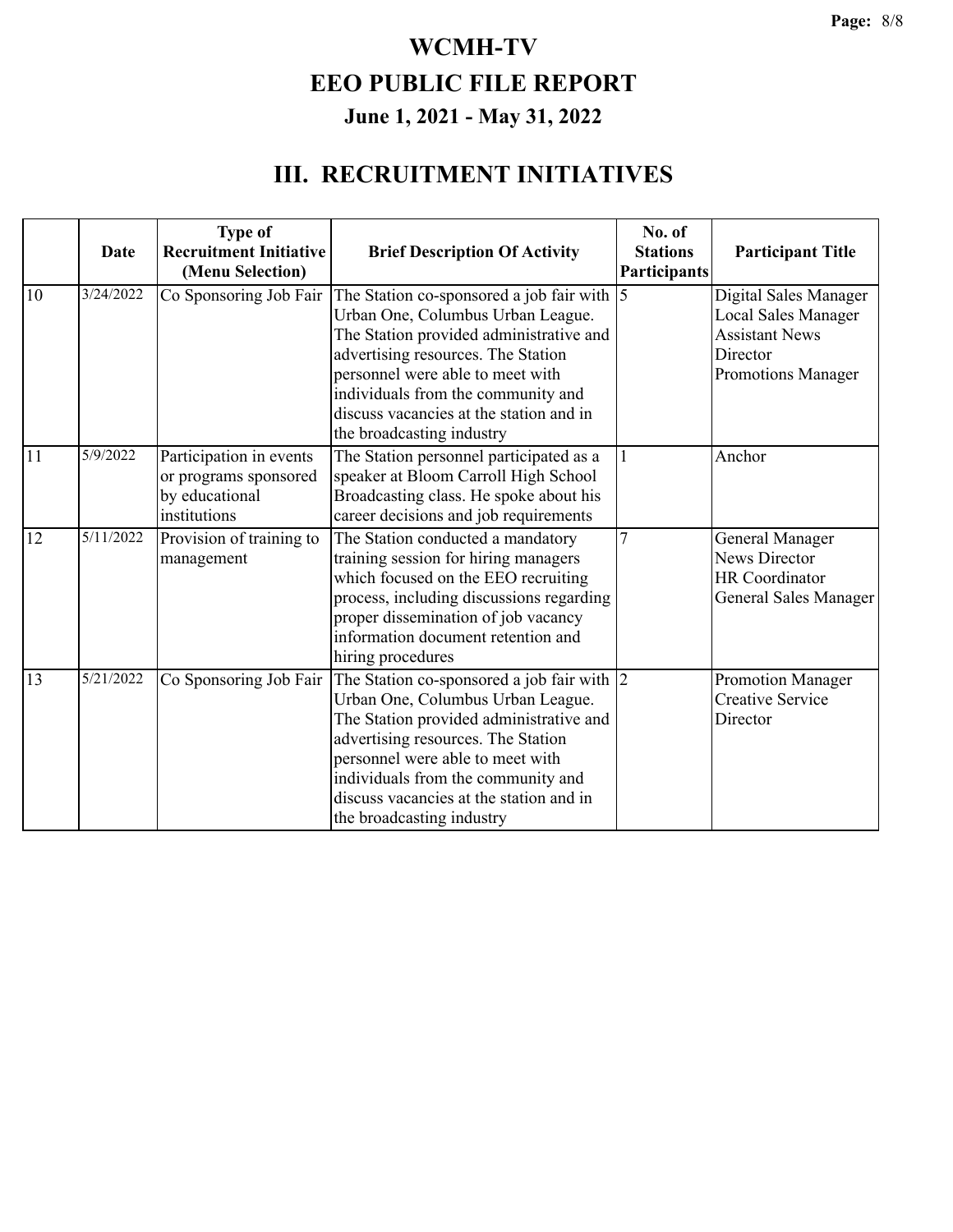# WCMH-TV

# EEO PUBLIC FILE REPORT

## June 1, 2021 - May 31, 2022

## III. RECRUITMENT INITIATIVES

| | Date | Type of Recruitment Initiative (Menu Selection) | Brief Description Of Activity | No. of Stations Participants | Participant Title |
|---|---|---|---|---|---|
| 10 | 3/24/2022 | Co Sponsoring Job Fair | The Station co-sponsored a job fair with Urban One, Columbus Urban League. The Station provided administrative and advertising resources. The Station personnel were able to meet with individuals from the community and discuss vacancies at the station and in the broadcasting industry | 5 | Digital Sales Manager<br>Local Sales Manager<br>Assistant News Director<br>Promotions Manager |
| 11 | 5/9/2022 | Participation in events or programs sponsored by educational institutions | The Station personnel participated as a speaker at Bloom Carroll High School Broadcasting class. He spoke about his career decisions and job requirements | 1 | Anchor |
| 12 | 5/11/2022 | Provision of training to management | The Station conducted a mandatory training session for hiring managers which focused on the EEO recruiting process, including discussions regarding proper dissemination of job vacancy information document retention and hiring procedures | 7 | General Manager<br>News Director<br>HR Coordinator<br>General Sales Manager |
| 13 | 5/21/2022 | Co Sponsoring Job Fair | The Station co-sponsored a job fair with Urban One, Columbus Urban League. The Station provided administrative and advertising resources. The Station personnel were able to meet with individuals from the community and discuss vacancies at the station and in the broadcasting industry | 2 | Promotion Manager<br>Creative Service Director |